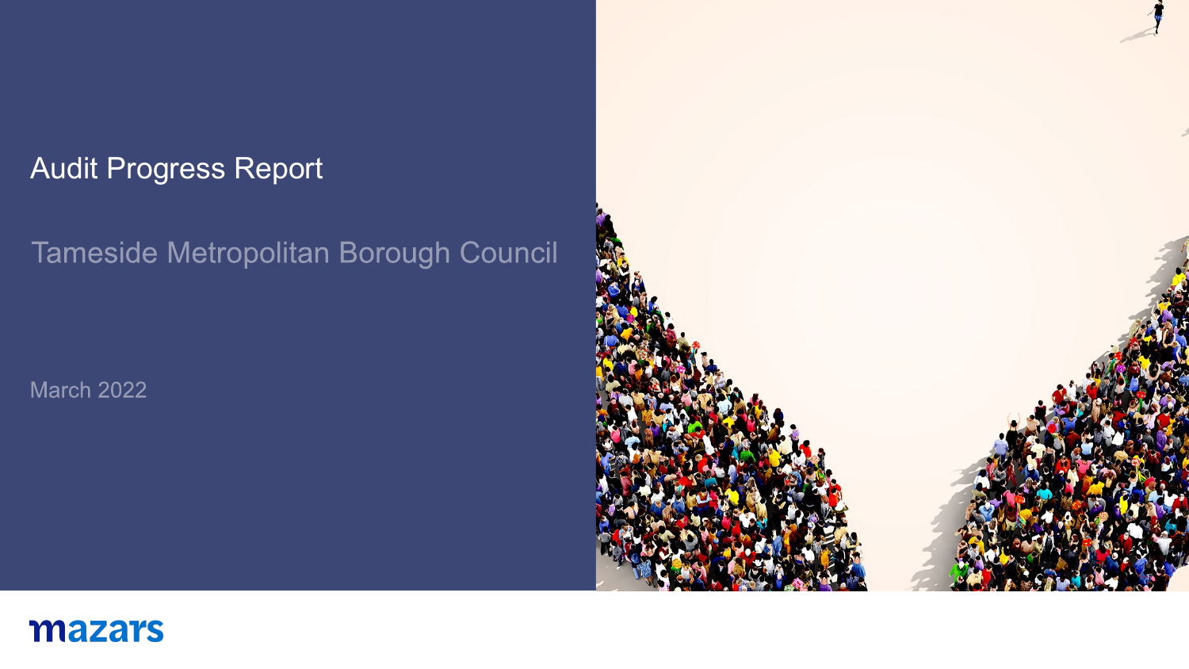# Audit Progress Report

## Tameside Metropolitan Borough Council

March 2022

mazars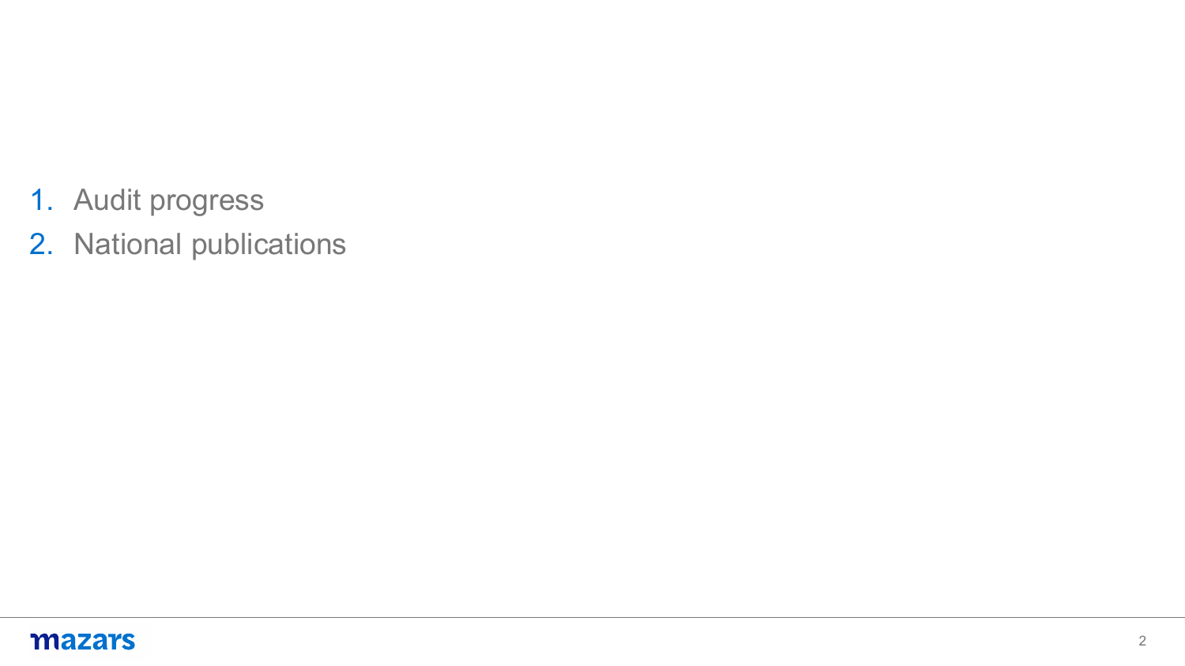1. Audit progress
2. National publications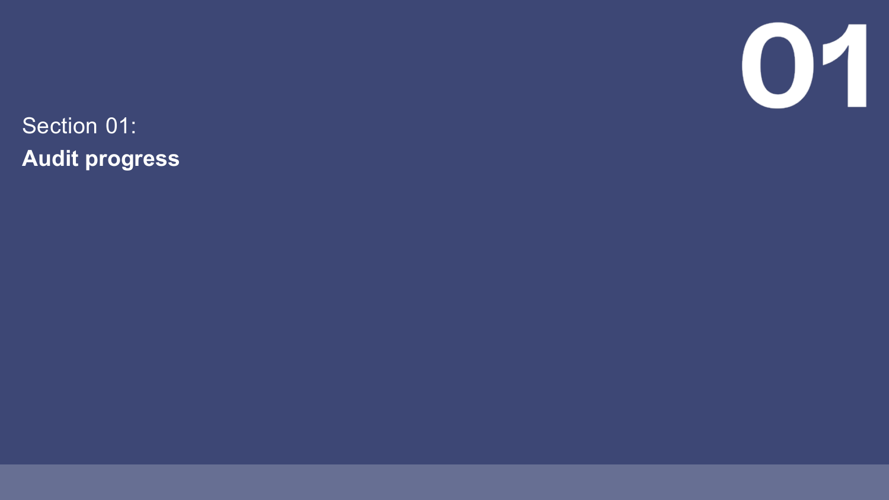# 01

Section 01:

**Audit progress**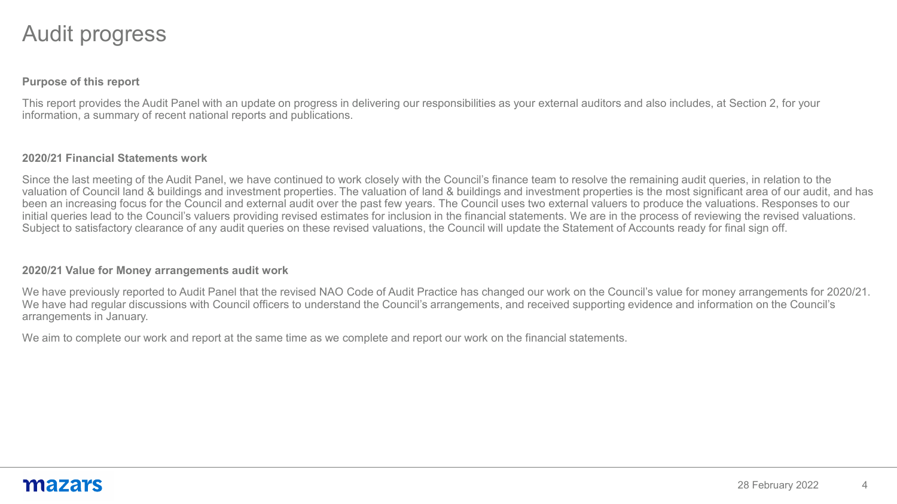# Audit progress

**Purpose of this report**

This report provides the Audit Panel with an update on progress in delivering our responsibilities as your external auditors and also includes, at Section 2, for your information, a summary of recent national reports and publications.

**2020/21 Financial Statements work**

Since the last meeting of the Audit Panel, we have continued to work closely with the Council's finance team to resolve the remaining audit queries, in relation to the valuation of Council land & buildings and investment properties. The valuation of land & buildings and investment properties is the most significant area of our audit, and has been an increasing focus for the Council and external audit over the past few years. The Council uses two external valuers to produce the valuations. Responses to our initial queries lead to the Council's valuers providing revised estimates for inclusion in the financial statements. We are in the process of reviewing the revised valuations. Subject to satisfactory clearance of any audit queries on these revised valuations, the Council will update the Statement of Accounts ready for final sign off.

**2020/21 Value for Money arrangements audit work**

We have previously reported to Audit Panel that the revised NAO Code of Audit Practice has changed our work on the Council's value for money arrangements for 2020/21. We have had regular discussions with Council officers to understand the Council's arrangements, and received supporting evidence and information on the Council's arrangements in January.

We aim to complete our work and report at the same time as we complete and report our work on the financial statements.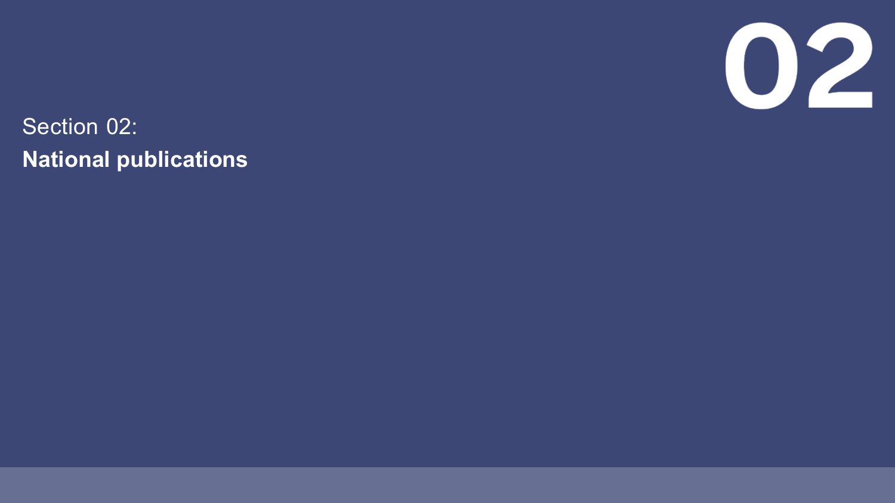# 02

Section 02:

**National publications**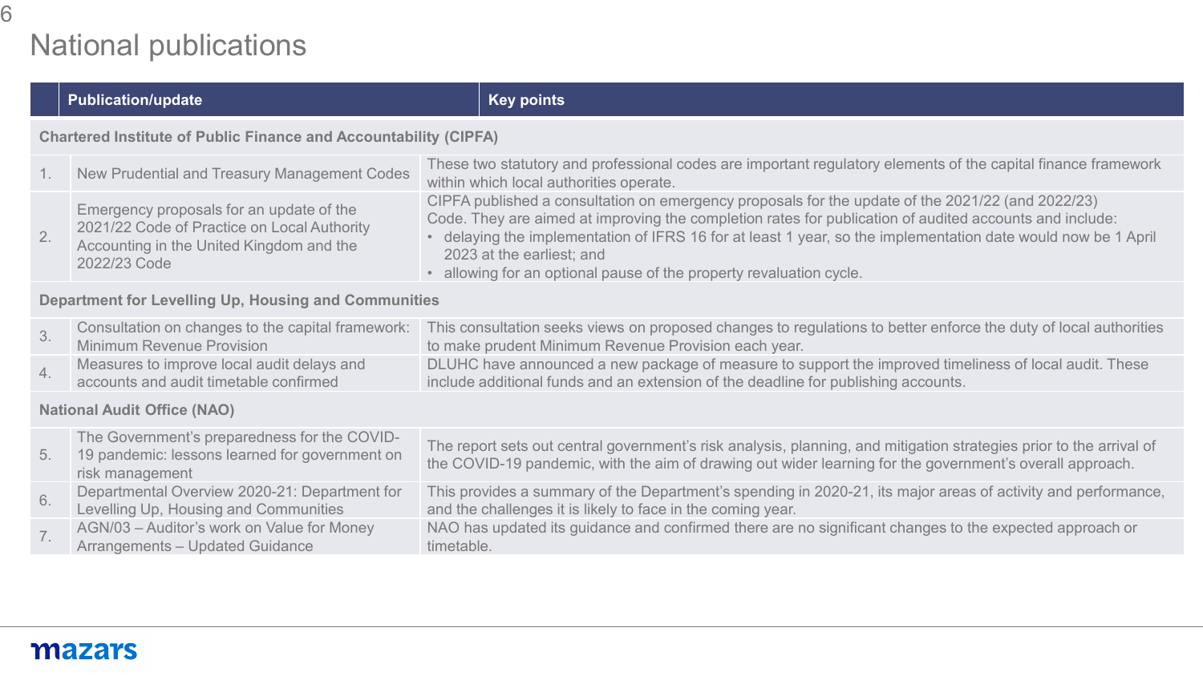# National publications

| | Publication/update | Key points |
|---|---|---|
| **Chartered Institute of Public Finance and Accountability (CIPFA)** | | |
| 1. | New Prudential and Treasury Management Codes | These two statutory and professional codes are important regulatory elements of the capital finance framework within which local authorities operate. |
| 2. | Emergency proposals for an update of the 2021/22 Code of Practice on Local Authority Accounting in the United Kingdom and the 2022/23 Code | CIPFA published a consultation on emergency proposals for the update of the 2021/22 (and 2022/23) Code. They are aimed at improving the completion rates for publication of audited accounts and include:<br>• delaying the implementation of IFRS 16 for at least 1 year, so the implementation date would now be 1 April 2023 at the earliest; and<br>• allowing for an optional pause of the property revaluation cycle. |
| **Department for Levelling Up, Housing and Communities** | | |
| 3. | Consultation on changes to the capital framework: Minimum Revenue Provision | This consultation seeks views on proposed changes to regulations to better enforce the duty of local authorities to make prudent Minimum Revenue Provision each year. |
| 4. | Measures to improve local audit delays and accounts and audit timetable confirmed | DLUHC have announced a new package of measure to support the improved timeliness of local audit. These include additional funds and an extension of the deadline for publishing accounts. |
| **National Audit Office (NAO)** | | |
| 5. | The Government's preparedness for the COVID-19 pandemic: lessons learned for government on risk management | The report sets out central government's risk analysis, planning, and mitigation strategies prior to the arrival of the COVID-19 pandemic, with the aim of drawing out wider learning for the government's overall approach. |
| 6. | Departmental Overview 2020-21: Department for Levelling Up, Housing and Communities | This provides a summary of the Department's spending in 2020-21, its major areas of activity and performance, and the challenges it is likely to face in the coming year. |
| 7. | AGN/03 – Auditor's work on Value for Money Arrangements – Updated Guidance | NAO has updated its guidance and confirmed there are no significant changes to the expected approach or timetable. |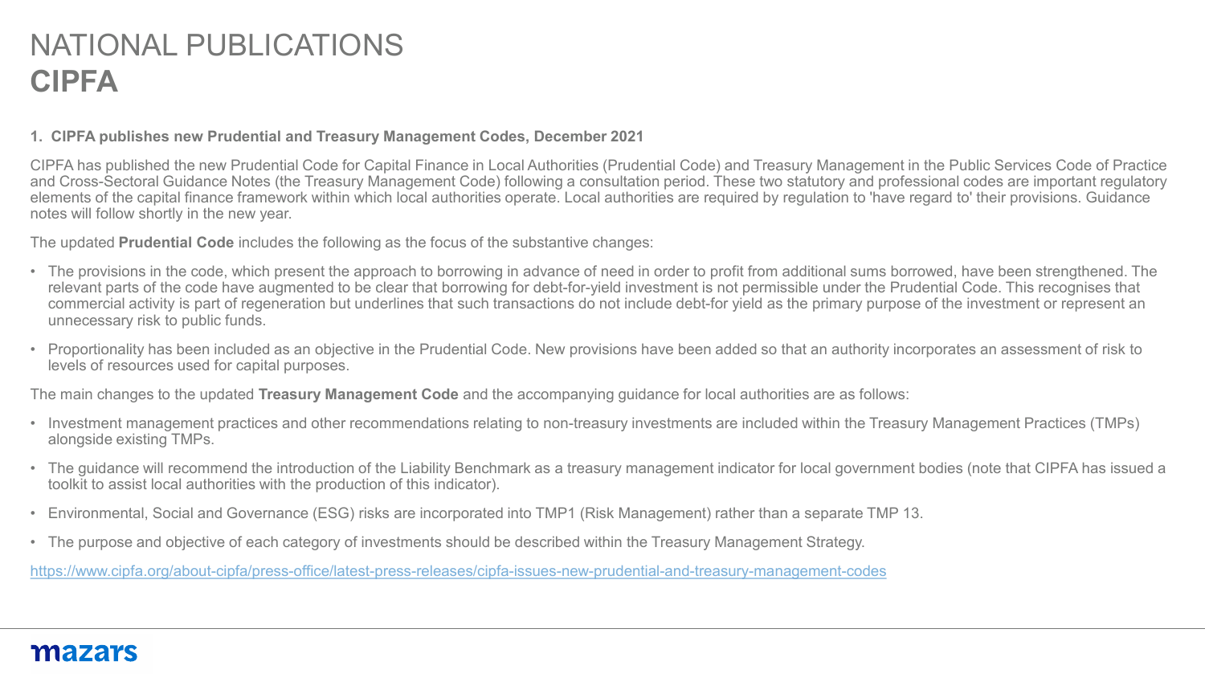# NATIONAL PUBLICATIONS
# **CIPFA**

**1. CIPFA publishes new Prudential and Treasury Management Codes, December 2021**

CIPFA has published the new Prudential Code for Capital Finance in Local Authorities (Prudential Code) and Treasury Management in the Public Services Code of Practice and Cross-Sectoral Guidance Notes (the Treasury Management Code) following a consultation period. These two statutory and professional codes are important regulatory elements of the capital finance framework within which local authorities operate. Local authorities are required by regulation to 'have regard to' their provisions. Guidance notes will follow shortly in the new year.

The updated **Prudential Code** includes the following as the focus of the substantive changes:

- The provisions in the code, which present the approach to borrowing in advance of need in order to profit from additional sums borrowed, have been strengthened. The relevant parts of the code have augmented to be clear that borrowing for debt-for-yield investment is not permissible under the Prudential Code. This recognises that commercial activity is part of regeneration but underlines that such transactions do not include debt-for yield as the primary purpose of the investment or represent an unnecessary risk to public funds.
- Proportionality has been included as an objective in the Prudential Code. New provisions have been added so that an authority incorporates an assessment of risk to levels of resources used for capital purposes.

The main changes to the updated **Treasury Management Code** and the accompanying guidance for local authorities are as follows:

- Investment management practices and other recommendations relating to non-treasury investments are included within the Treasury Management Practices (TMPs) alongside existing TMPs.
- The guidance will recommend the introduction of the Liability Benchmark as a treasury management indicator for local government bodies (note that CIPFA has issued a toolkit to assist local authorities with the production of this indicator).
- Environmental, Social and Governance (ESG) risks are incorporated into TMP1 (Risk Management) rather than a separate TMP 13.
- The purpose and objective of each category of investments should be described within the Treasury Management Strategy.

https://www.cipfa.org/about-cipfa/press-office/latest-press-releases/cipfa-issues-new-prudential-and-treasury-management-codes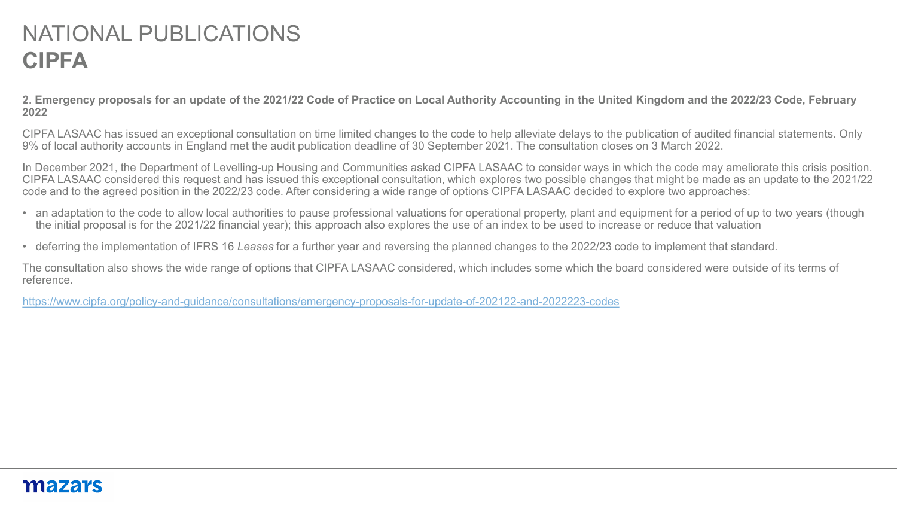# NATIONAL PUBLICATIONS
# **CIPFA**

**2. Emergency proposals for an update of the 2021/22 Code of Practice on Local Authority Accounting in the United Kingdom and the 2022/23 Code, February 2022**

CIPFA LASAAC has issued an exceptional consultation on time limited changes to the code to help alleviate delays to the publication of audited financial statements. Only 9% of local authority accounts in England met the audit publication deadline of 30 September 2021. The consultation closes on 3 March 2022.

In December 2021, the Department of Levelling-up Housing and Communities asked CIPFA LASAAC to consider ways in which the code may ameliorate this crisis position. CIPFA LASAAC considered this request and has issued this exceptional consultation, which explores two possible changes that might be made as an update to the 2021/22 code and to the agreed position in the 2022/23 code. After considering a wide range of options CIPFA LASAAC decided to explore two approaches:

- an adaptation to the code to allow local authorities to pause professional valuations for operational property, plant and equipment for a period of up to two years (though the initial proposal is for the 2021/22 financial year); this approach also explores the use of an index to be used to increase or reduce that valuation
- deferring the implementation of IFRS 16 *Leases* for a further year and reversing the planned changes to the 2022/23 code to implement that standard.

The consultation also shows the wide range of options that CIPFA LASAAC considered, which includes some which the board considered were outside of its terms of reference.

https://www.cipfa.org/policy-and-guidance/consultations/emergency-proposals-for-update-of-202122-and-2022223-codes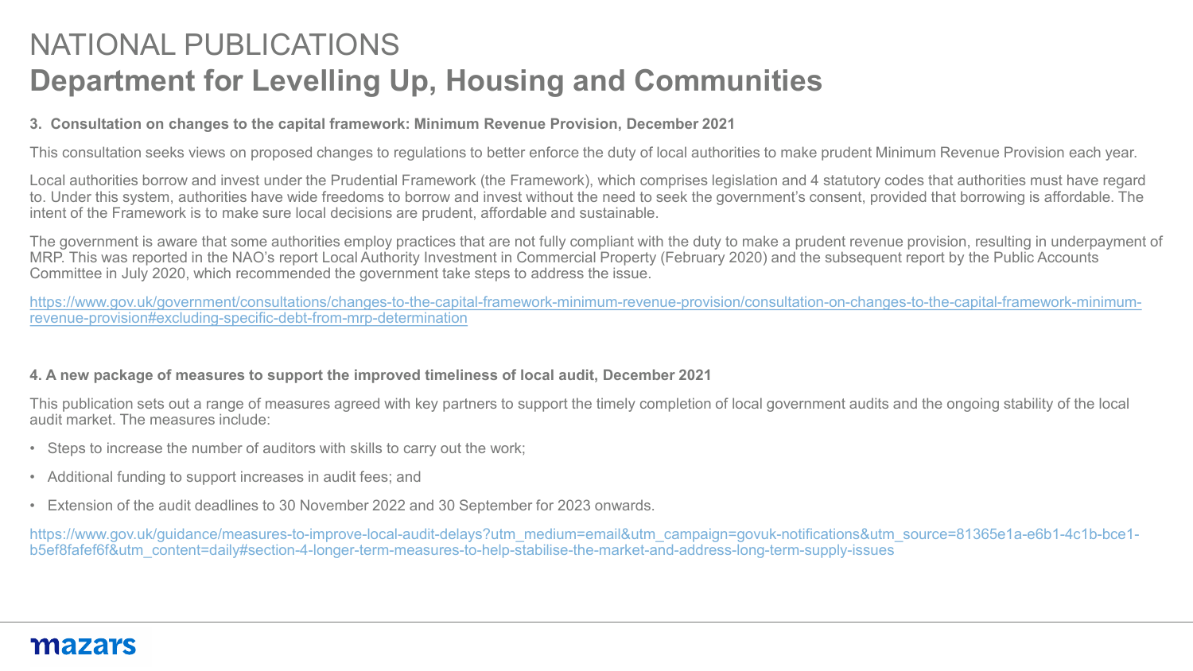# NATIONAL PUBLICATIONS

## Department for Levelling Up, Housing and Communities

**3. Consultation on changes to the capital framework: Minimum Revenue Provision, December 2021**

This consultation seeks views on proposed changes to regulations to better enforce the duty of local authorities to make prudent Minimum Revenue Provision each year.

Local authorities borrow and invest under the Prudential Framework (the Framework), which comprises legislation and 4 statutory codes that authorities must have regard to. Under this system, authorities have wide freedoms to borrow and invest without the need to seek the government's consent, provided that borrowing is affordable. The intent of the Framework is to make sure local decisions are prudent, affordable and sustainable.

The government is aware that some authorities employ practices that are not fully compliant with the duty to make a prudent revenue provision, resulting in underpayment of MRP. This was reported in the NAO's report Local Authority Investment in Commercial Property (February 2020) and the subsequent report by the Public Accounts Committee in July 2020, which recommended the government take steps to address the issue.

https://www.gov.uk/government/consultations/changes-to-the-capital-framework-minimum-revenue-provision/consultation-on-changes-to-the-capital-framework-minimum-revenue-provision#excluding-specific-debt-from-mrp-determination

**4. A new package of measures to support the improved timeliness of local audit, December 2021**

This publication sets out a range of measures agreed with key partners to support the timely completion of local government audits and the ongoing stability of the local audit market. The measures include:

- Steps to increase the number of auditors with skills to carry out the work;
- Additional funding to support increases in audit fees; and
- Extension of the audit deadlines to 30 November 2022 and 30 September for 2023 onwards.

https://www.gov.uk/guidance/measures-to-improve-local-audit-delays?utm_medium=email&utm_campaign=govuk-notifications&utm_source=81365e1a-e6b1-4c1b-bce1-b5ef8fafef6f&utm_content=daily#section-4-longer-term-measures-to-help-stabilise-the-market-and-address-long-term-supply-issues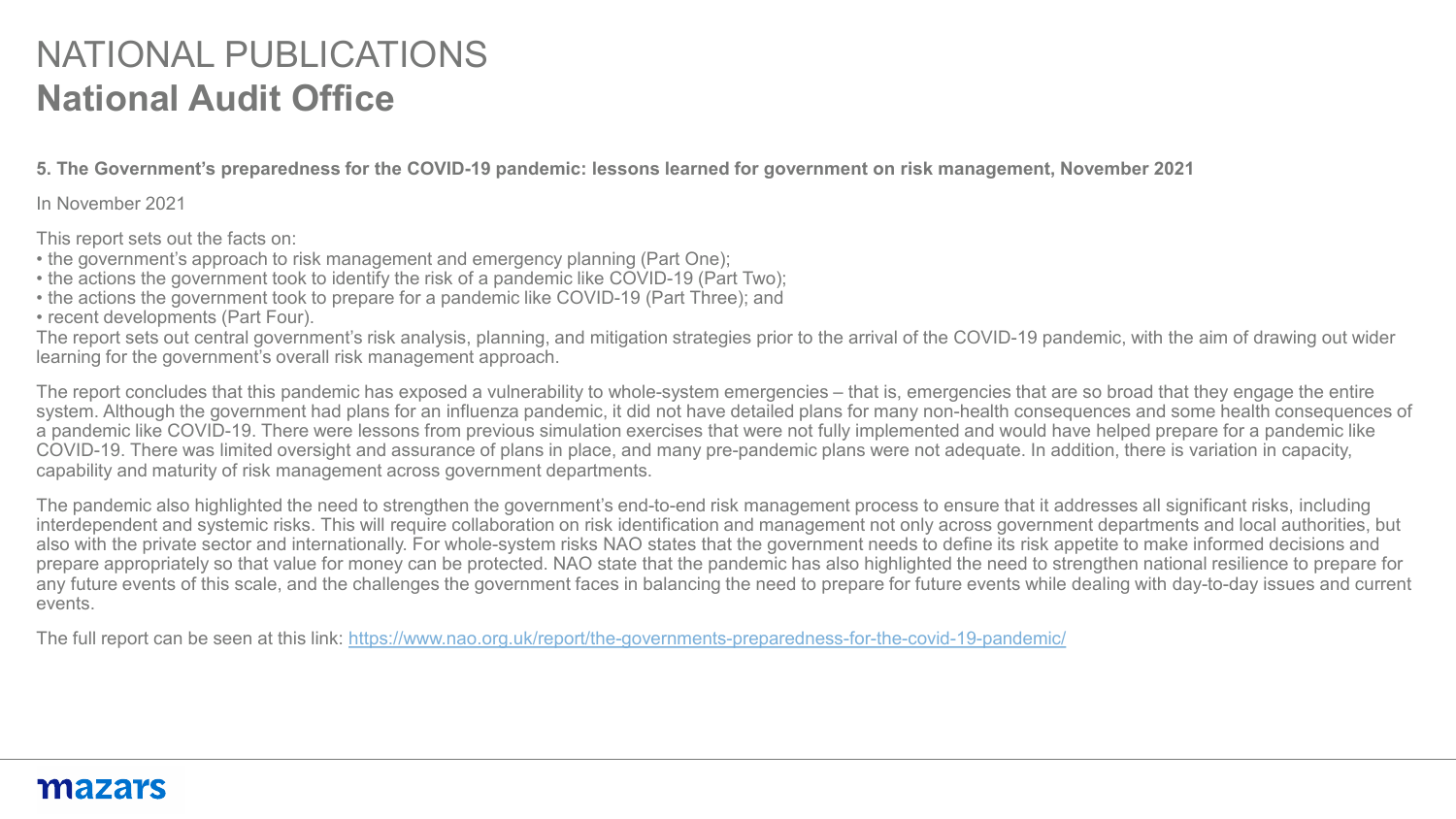# NATIONAL PUBLICATIONS
## National Audit Office

**5. The Government's preparedness for the COVID-19 pandemic: lessons learned for government on risk management, November 2021**

In November 2021

This report sets out the facts on:

- the government's approach to risk management and emergency planning (Part One);
- the actions the government took to identify the risk of a pandemic like COVID-19 (Part Two);
- the actions the government took to prepare for a pandemic like COVID-19 (Part Three); and
- recent developments (Part Four).

The report sets out central government's risk analysis, planning, and mitigation strategies prior to the arrival of the COVID-19 pandemic, with the aim of drawing out wider learning for the government's overall risk management approach.

The report concludes that this pandemic has exposed a vulnerability to whole-system emergencies – that is, emergencies that are so broad that they engage the entire system. Although the government had plans for an influenza pandemic, it did not have detailed plans for many non-health consequences and some health consequences of a pandemic like COVID-19. There were lessons from previous simulation exercises that were not fully implemented and would have helped prepare for a pandemic like COVID-19. There was limited oversight and assurance of plans in place, and many pre-pandemic plans were not adequate. In addition, there is variation in capacity, capability and maturity of risk management across government departments.

The pandemic also highlighted the need to strengthen the government's end-to-end risk management process to ensure that it addresses all significant risks, including interdependent and systemic risks. This will require collaboration on risk identification and management not only across government departments and local authorities, but also with the private sector and internationally. For whole-system risks NAO states that the government needs to define its risk appetite to make informed decisions and prepare appropriately so that value for money can be protected. NAO state that the pandemic has also highlighted the need to strengthen national resilience to prepare for any future events of this scale, and the challenges the government faces in balancing the need to prepare for future events while dealing with day-to-day issues and current events.

The full report can be seen at this link: [https://www.nao.org.uk/report/the-governments-preparedness-for-the-covid-19-pandemic/](https://www.nao.org.uk/report/the-governments-preparedness-for-the-covid-19-pandemic/)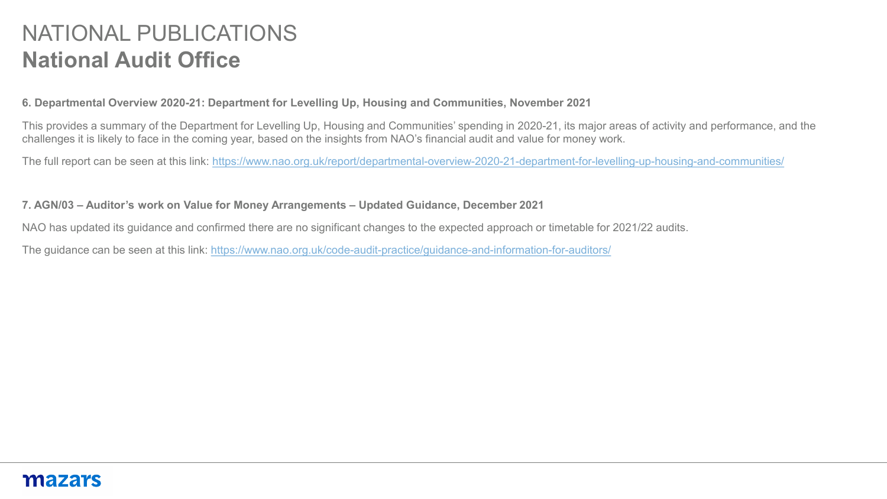# NATIONAL PUBLICATIONS
## National Audit Office

**6. Departmental Overview 2020-21: Department for Levelling Up, Housing and Communities, November 2021**

This provides a summary of the Department for Levelling Up, Housing and Communities' spending in 2020-21, its major areas of activity and performance, and the challenges it is likely to face in the coming year, based on the insights from NAO's financial audit and value for money work.

The full report can be seen at this link: https://www.nao.org.uk/report/departmental-overview-2020-21-department-for-levelling-up-housing-and-communities/

**7. AGN/03 – Auditor's work on Value for Money Arrangements – Updated Guidance, December 2021**

NAO has updated its guidance and confirmed there are no significant changes to the expected approach or timetable for 2021/22 audits.

The guidance can be seen at this link: https://www.nao.org.uk/code-audit-practice/guidance-and-information-for-auditors/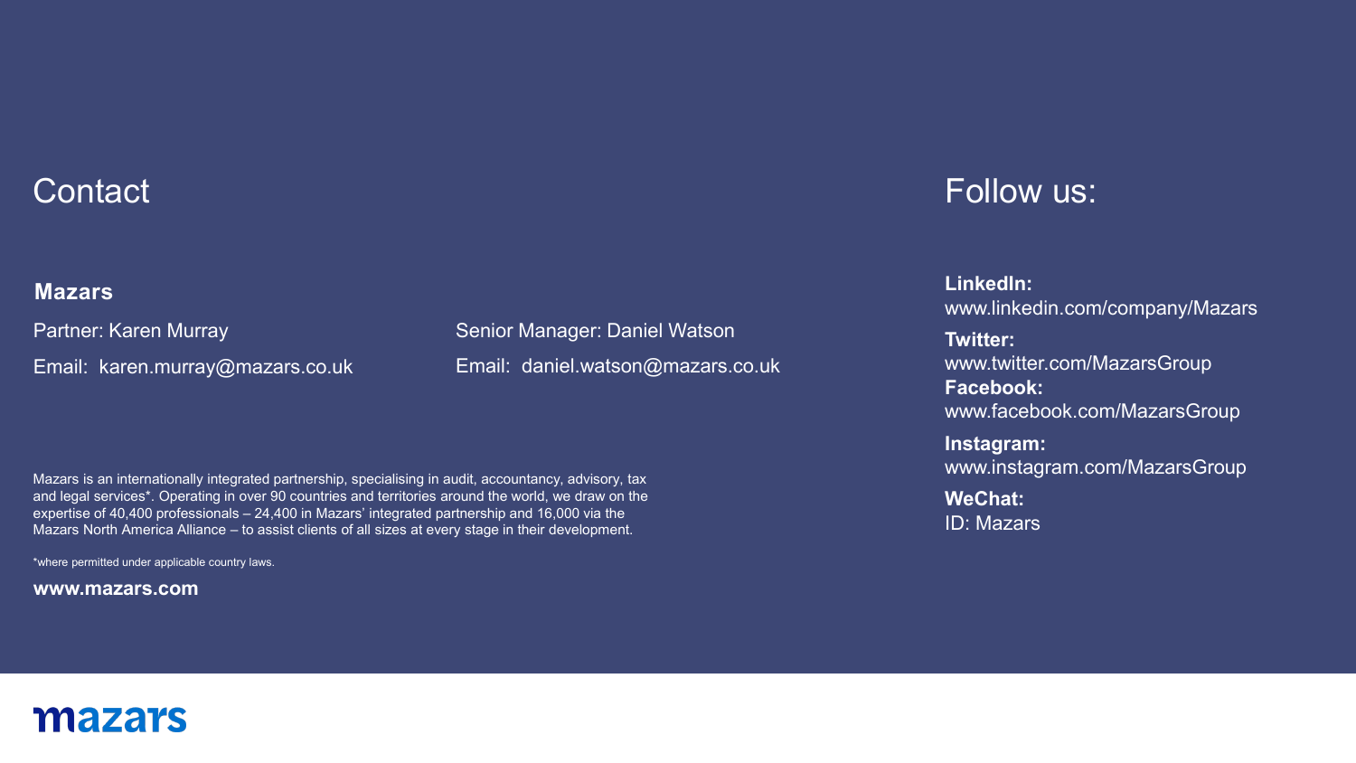## Contact

**Mazars**

Partner: Karen Murray

Email: karen.murray@mazars.co.uk

Senior Manager: Daniel Watson

Email: daniel.watson@mazars.co.uk

Mazars is an internationally integrated partnership, specialising in audit, accountancy, advisory, tax and legal services*. Operating in over 90 countries and territories around the world, we draw on the expertise of 40,400 professionals – 24,400 in Mazars' integrated partnership and 16,000 via the Mazars North America Alliance – to assist clients of all sizes at every stage in their development.

*where permitted under applicable country laws.

**www.mazars.com**

## Follow us:

**LinkedIn:**
www.linkedin.com/company/Mazars

**Twitter:**
www.twitter.com/MazarsGroup

**Facebook:**
www.facebook.com/MazarsGroup

**Instagram:**
www.instagram.com/MazarsGroup

**WeChat:**
ID: Mazars

mazars